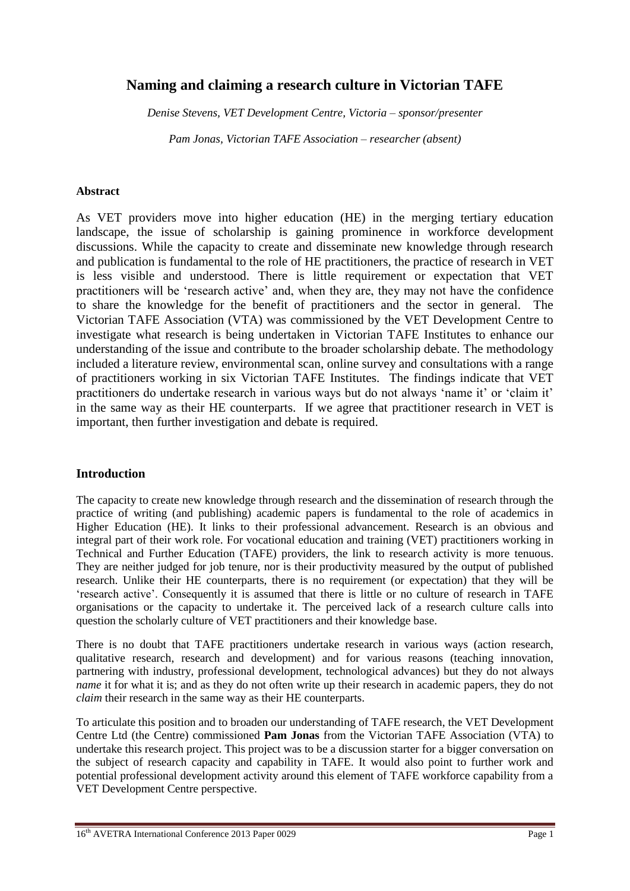# Naming and claiming a research culture in Victorian TAFE

*Denise Stevens, VET Development Centre, Victoria – sponsor/presenter*

*Pam Jonas, Victorian TAFE Association – researcher (absent)*

**Abstract**

As VET providers move into higher education (HE) in the merging tertiary education landscape, the issue of scholarship is gaining prominence in workforce development discussions. While the capacity to create and disseminate new knowledge through research and publication is fundamental to the role of HE practitioners, the practice of research in VET is less visible and understood. There is little requirement or expectation that VET practitioners will be 'research active' and, when they are, they may not have the confidence to share the knowledge for the benefit of practitioners and the sector in general. The Victorian TAFE Association (VTA) was commissioned by the VET Development Centre to investigate what research is being undertaken in Victorian TAFE Institutes to enhance our understanding of the issue and contribute to the broader scholarship debate. The methodology included a literature review, environmental scan, online survey and consultations with a range of practitioners working in six Victorian TAFE Institutes. The findings indicate that VET practitioners do undertake research in various ways but do not always 'name it' or 'claim it' in the same way as their HE counterparts. If we agree that practitioner research in VET is important, then further investigation and debate is required.

## Introduction

The capacity to create new knowledge through research and the dissemination of research through the practice of writing (and publishing) academic papers is fundamental to the role of academics in Higher Education (HE). It links to their professional advancement. Research is an obvious and integral part of their work role. For vocational education and training (VET) practitioners working in Technical and Further Education (TAFE) providers, the link to research activity is more tenuous. They are neither judged for job tenure, nor is their productivity measured by the output of published research. Unlike their HE counterparts, there is no requirement (or expectation) that they will be 'research active'. Consequently it is assumed that there is little or no culture of research in TAFE organisations or the capacity to undertake it. The perceived lack of a research culture calls into question the scholarly culture of VET practitioners and their knowledge base.

There is no doubt that TAFE practitioners undertake research in various ways (action research, qualitative research, research and development) and for various reasons (teaching innovation, partnering with industry, professional development, technological advances) but they do not always *name* it for what it is; and as they do not often write up their research in academic papers, they do not *claim* their research in the same way as their HE counterparts.

To articulate this position and to broaden our understanding of TAFE research, the VET Development Centre Ltd (the Centre) commissioned **Pam Jonas** from the Victorian TAFE Association (VTA) to undertake this research project. This project was to be a discussion starter for a bigger conversation on the subject of research capacity and capability in TAFE. It would also point to further work and potential professional development activity around this element of TAFE workforce capability from a VET Development Centre perspective.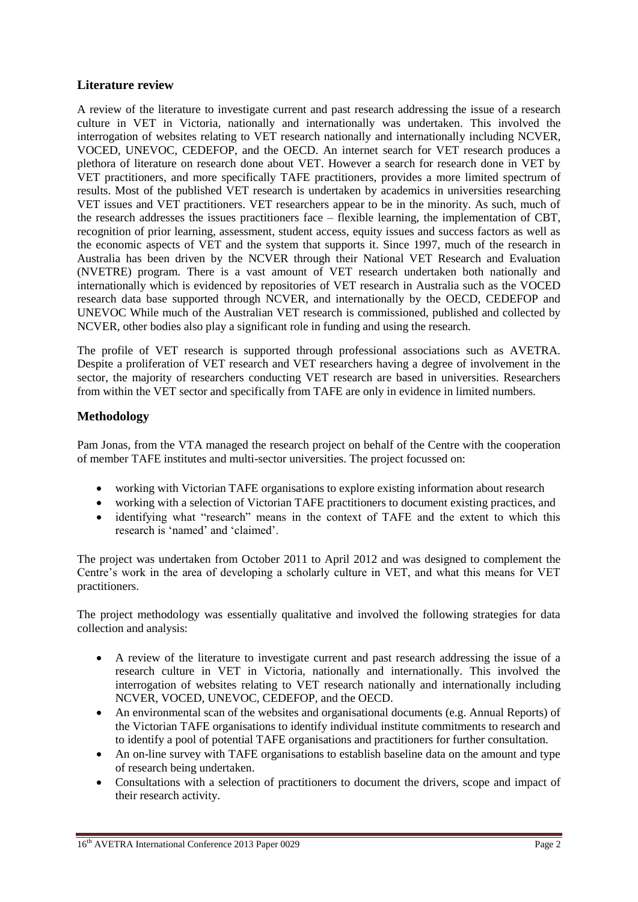## Literature review

A review of the literature to investigate current and past research addressing the issue of a research culture in VET in Victoria, nationally and internationally was undertaken. This involved the interrogation of websites relating to VET research nationally and internationally including NCVER, VOCED, UNEVOC, CEDEFOP, and the OECD. An internet search for VET research produces a plethora of literature on research done about VET. However a search for research done in VET by VET practitioners, and more specifically TAFE practitioners, provides a more limited spectrum of results. Most of the published VET research is undertaken by academics in universities researching VET issues and VET practitioners. VET researchers appear to be in the minority. As such, much of the research addresses the issues practitioners face – flexible learning, the implementation of CBT, recognition of prior learning, assessment, student access, equity issues and success factors as well as the economic aspects of VET and the system that supports it. Since 1997, much of the research in Australia has been driven by the NCVER through their National VET Research and Evaluation (NVETRE) program. There is a vast amount of VET research undertaken both nationally and internationally which is evidenced by repositories of VET research in Australia such as the VOCED research data base supported through NCVER, and internationally by the OECD, CEDEFOP and UNEVOC While much of the Australian VET research is commissioned, published and collected by NCVER, other bodies also play a significant role in funding and using the research.

The profile of VET research is supported through professional associations such as AVETRA. Despite a proliferation of VET research and VET researchers having a degree of involvement in the sector, the majority of researchers conducting VET research are based in universities. Researchers from within the VET sector and specifically from TAFE are only in evidence in limited numbers.

## Methodology

Pam Jonas, from the VTA managed the research project on behalf of the Centre with the cooperation of member TAFE institutes and multi-sector universities. The project focussed on:

- working with Victorian TAFE organisations to explore existing information about research
- working with a selection of Victorian TAFE practitioners to document existing practices, and
- identifying what "research" means in the context of TAFE and the extent to which this research is 'named' and 'claimed'.

The project was undertaken from October 2011 to April 2012 and was designed to complement the Centre's work in the area of developing a scholarly culture in VET, and what this means for VET practitioners.

The project methodology was essentially qualitative and involved the following strategies for data collection and analysis:

- A review of the literature to investigate current and past research addressing the issue of a research culture in VET in Victoria, nationally and internationally. This involved the interrogation of websites relating to VET research nationally and internationally including NCVER, VOCED, UNEVOC, CEDEFOP, and the OECD.
- An environmental scan of the websites and organisational documents (e.g. Annual Reports) of the Victorian TAFE organisations to identify individual institute commitments to research and to identify a pool of potential TAFE organisations and practitioners for further consultation.
- An on-line survey with TAFE organisations to establish baseline data on the amount and type of research being undertaken.
- Consultations with a selection of practitioners to document the drivers, scope and impact of their research activity.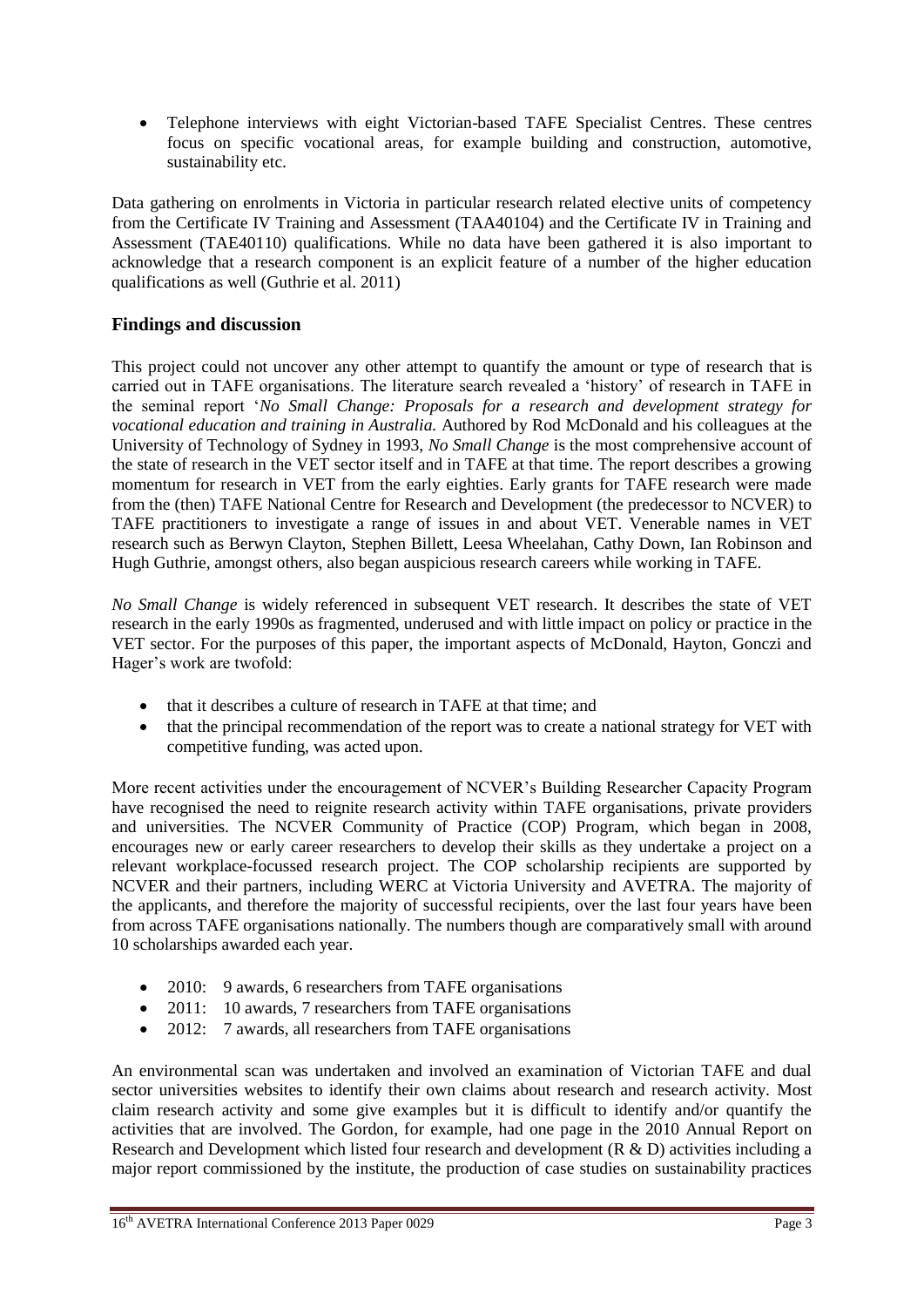- Telephone interviews with eight Victorian-based TAFE Specialist Centres. These centres focus on specific vocational areas, for example building and construction, automotive, sustainability etc.

Data gathering on enrolments in Victoria in particular research related elective units of competency from the Certificate IV Training and Assessment (TAA40104) and the Certificate IV in Training and Assessment (TAE40110) qualifications. While no data have been gathered it is also important to acknowledge that a research component is an explicit feature of a number of the higher education qualifications as well (Guthrie et al. 2011)

## Findings and discussion

This project could not uncover any other attempt to quantify the amount or type of research that is carried out in TAFE organisations. The literature search revealed a 'history' of research in TAFE in the seminal report '*No Small Change: Proposals for a research and development strategy for vocational education and training in Australia.* Authored by Rod McDonald and his colleagues at the University of Technology of Sydney in 1993, *No Small Change* is the most comprehensive account of the state of research in the VET sector itself and in TAFE at that time. The report describes a growing momentum for research in VET from the early eighties. Early grants for TAFE research were made from the (then) TAFE National Centre for Research and Development (the predecessor to NCVER) to TAFE practitioners to investigate a range of issues in and about VET. Venerable names in VET research such as Berwyn Clayton, Stephen Billett, Leesa Wheelahan, Cathy Down, Ian Robinson and Hugh Guthrie, amongst others, also began auspicious research careers while working in TAFE.

*No Small Change* is widely referenced in subsequent VET research. It describes the state of VET research in the early 1990s as fragmented, underused and with little impact on policy or practice in the VET sector. For the purposes of this paper, the important aspects of McDonald, Hayton, Gonczi and Hager's work are twofold:

- that it describes a culture of research in TAFE at that time; and
- that the principal recommendation of the report was to create a national strategy for VET with competitive funding, was acted upon.

More recent activities under the encouragement of NCVER's Building Researcher Capacity Program have recognised the need to reignite research activity within TAFE organisations, private providers and universities. The NCVER Community of Practice (COP) Program, which began in 2008, encourages new or early career researchers to develop their skills as they undertake a project on a relevant workplace-focussed research project. The COP scholarship recipients are supported by NCVER and their partners, including WERC at Victoria University and AVETRA. The majority of the applicants, and therefore the majority of successful recipients, over the last four years have been from across TAFE organisations nationally. The numbers though are comparatively small with around 10 scholarships awarded each year.

- 2010: 9 awards, 6 researchers from TAFE organisations
- 2011: 10 awards, 7 researchers from TAFE organisations
- 2012: 7 awards, all researchers from TAFE organisations

An environmental scan was undertaken and involved an examination of Victorian TAFE and dual sector universities websites to identify their own claims about research and research activity. Most claim research activity and some give examples but it is difficult to identify and/or quantify the activities that are involved. The Gordon, for example, had one page in the 2010 Annual Report on Research and Development which listed four research and development (R & D) activities including a major report commissioned by the institute, the production of case studies on sustainability practices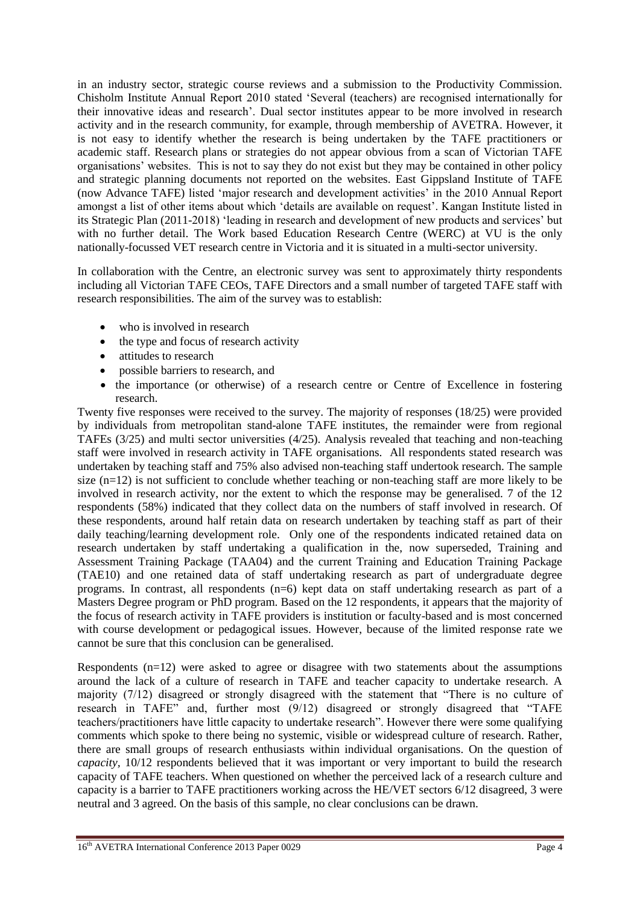in an industry sector, strategic course reviews and a submission to the Productivity Commission. Chisholm Institute Annual Report 2010 stated 'Several (teachers) are recognised internationally for their innovative ideas and research'. Dual sector institutes appear to be more involved in research activity and in the research community, for example, through membership of AVETRA. However, it is not easy to identify whether the research is being undertaken by the TAFE practitioners or academic staff. Research plans or strategies do not appear obvious from a scan of Victorian TAFE organisations' websites. This is not to say they do not exist but they may be contained in other policy and strategic planning documents not reported on the websites. East Gippsland Institute of TAFE (now Advance TAFE) listed 'major research and development activities' in the 2010 Annual Report amongst a list of other items about which 'details are available on request'. Kangan Institute listed in its Strategic Plan (2011-2018) 'leading in research and development of new products and services' but with no further detail. The Work based Education Research Centre (WERC) at VU is the only nationally-focussed VET research centre in Victoria and it is situated in a multi-sector university.

In collaboration with the Centre, an electronic survey was sent to approximately thirty respondents including all Victorian TAFE CEOs, TAFE Directors and a small number of targeted TAFE staff with research responsibilities. The aim of the survey was to establish:

- who is involved in research
- the type and focus of research activity
- attitudes to research
- possible barriers to research, and
- the importance (or otherwise) of a research centre or Centre of Excellence in fostering research.

Twenty five responses were received to the survey. The majority of responses (18/25) were provided by individuals from metropolitan stand-alone TAFE institutes, the remainder were from regional TAFEs (3/25) and multi sector universities (4/25). Analysis revealed that teaching and non-teaching staff were involved in research activity in TAFE organisations. All respondents stated research was undertaken by teaching staff and 75% also advised non-teaching staff undertook research. The sample size (n=12) is not sufficient to conclude whether teaching or non-teaching staff are more likely to be involved in research activity, nor the extent to which the response may be generalised. 7 of the 12 respondents (58%) indicated that they collect data on the numbers of staff involved in research. Of these respondents, around half retain data on research undertaken by teaching staff as part of their daily teaching/learning development role. Only one of the respondents indicated retained data on research undertaken by staff undertaking a qualification in the, now superseded, Training and Assessment Training Package (TAA04) and the current Training and Education Training Package (TAE10) and one retained data of staff undertaking research as part of undergraduate degree programs. In contrast, all respondents (n=6) kept data on staff undertaking research as part of a Masters Degree program or PhD program. Based on the 12 respondents, it appears that the majority of the focus of research activity in TAFE providers is institution or faculty-based and is most concerned with course development or pedagogical issues. However, because of the limited response rate we cannot be sure that this conclusion can be generalised.

Respondents (n=12) were asked to agree or disagree with two statements about the assumptions around the lack of a culture of research in TAFE and teacher capacity to undertake research. A majority (7/12) disagreed or strongly disagreed with the statement that "There is no culture of research in TAFE" and, further most (9/12) disagreed or strongly disagreed that "TAFE teachers/practitioners have little capacity to undertake research". However there were some qualifying comments which spoke to there being no systemic, visible or widespread culture of research. Rather, there are small groups of research enthusiasts within individual organisations. On the question of *capacity*, 10/12 respondents believed that it was important or very important to build the research capacity of TAFE teachers. When questioned on whether the perceived lack of a research culture and capacity is a barrier to TAFE practitioners working across the HE/VET sectors 6/12 disagreed, 3 were neutral and 3 agreed. On the basis of this sample, no clear conclusions can be drawn.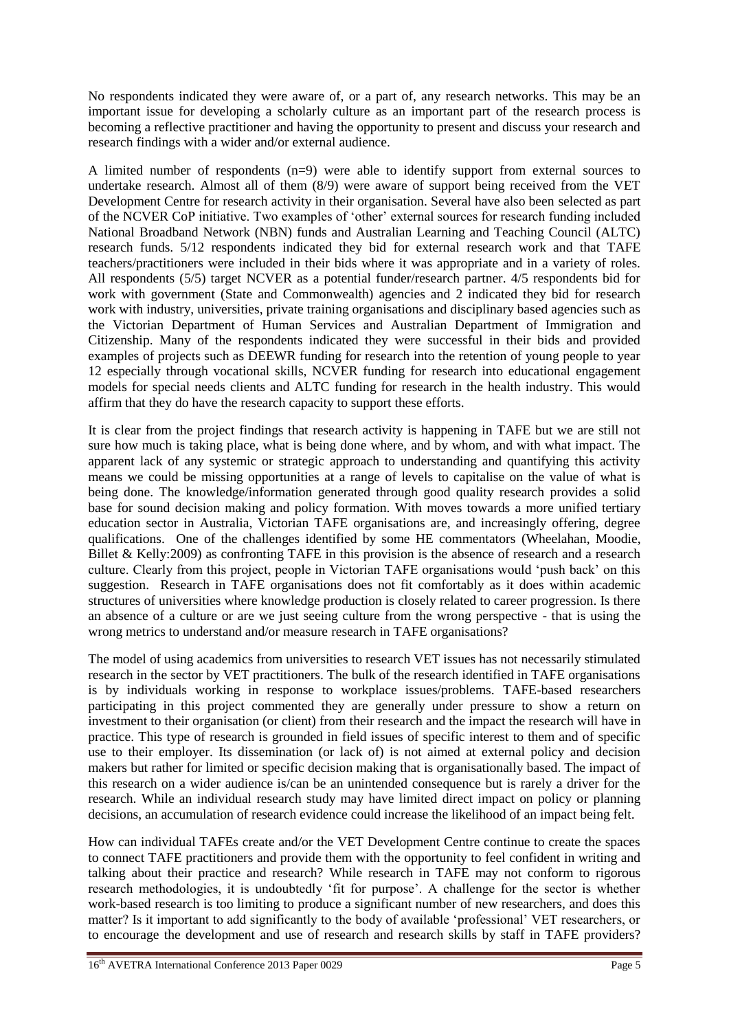No respondents indicated they were aware of, or a part of, any research networks. This may be an important issue for developing a scholarly culture as an important part of the research process is becoming a reflective practitioner and having the opportunity to present and discuss your research and research findings with a wider and/or external audience.

A limited number of respondents (n=9) were able to identify support from external sources to undertake research. Almost all of them (8/9) were aware of support being received from the VET Development Centre for research activity in their organisation. Several have also been selected as part of the NCVER CoP initiative. Two examples of 'other' external sources for research funding included National Broadband Network (NBN) funds and Australian Learning and Teaching Council (ALTC) research funds. 5/12 respondents indicated they bid for external research work and that TAFE teachers/practitioners were included in their bids where it was appropriate and in a variety of roles. All respondents (5/5) target NCVER as a potential funder/research partner. 4/5 respondents bid for work with government (State and Commonwealth) agencies and 2 indicated they bid for research work with industry, universities, private training organisations and disciplinary based agencies such as the Victorian Department of Human Services and Australian Department of Immigration and Citizenship. Many of the respondents indicated they were successful in their bids and provided examples of projects such as DEEWR funding for research into the retention of young people to year 12 especially through vocational skills, NCVER funding for research into educational engagement models for special needs clients and ALTC funding for research in the health industry. This would affirm that they do have the research capacity to support these efforts.

It is clear from the project findings that research activity is happening in TAFE but we are still not sure how much is taking place, what is being done where, and by whom, and with what impact. The apparent lack of any systemic or strategic approach to understanding and quantifying this activity means we could be missing opportunities at a range of levels to capitalise on the value of what is being done. The knowledge/information generated through good quality research provides a solid base for sound decision making and policy formation. With moves towards a more unified tertiary education sector in Australia, Victorian TAFE organisations are, and increasingly offering, degree qualifications. One of the challenges identified by some HE commentators (Wheelahan, Moodie, Billet & Kelly:2009) as confronting TAFE in this provision is the absence of research and a research culture. Clearly from this project, people in Victorian TAFE organisations would 'push back' on this suggestion. Research in TAFE organisations does not fit comfortably as it does within academic structures of universities where knowledge production is closely related to career progression. Is there an absence of a culture or are we just seeing culture from the wrong perspective - that is using the wrong metrics to understand and/or measure research in TAFE organisations?

The model of using academics from universities to research VET issues has not necessarily stimulated research in the sector by VET practitioners. The bulk of the research identified in TAFE organisations is by individuals working in response to workplace issues/problems. TAFE-based researchers participating in this project commented they are generally under pressure to show a return on investment to their organisation (or client) from their research and the impact the research will have in practice. This type of research is grounded in field issues of specific interest to them and of specific use to their employer. Its dissemination (or lack of) is not aimed at external policy and decision makers but rather for limited or specific decision making that is organisationally based. The impact of this research on a wider audience is/can be an unintended consequence but is rarely a driver for the research. While an individual research study may have limited direct impact on policy or planning decisions, an accumulation of research evidence could increase the likelihood of an impact being felt.

How can individual TAFEs create and/or the VET Development Centre continue to create the spaces to connect TAFE practitioners and provide them with the opportunity to feel confident in writing and talking about their practice and research? While research in TAFE may not conform to rigorous research methodologies, it is undoubtedly 'fit for purpose'. A challenge for the sector is whether work-based research is too limiting to produce a significant number of new researchers, and does this matter? Is it important to add significantly to the body of available 'professional' VET researchers, or to encourage the development and use of research and research skills by staff in TAFE providers?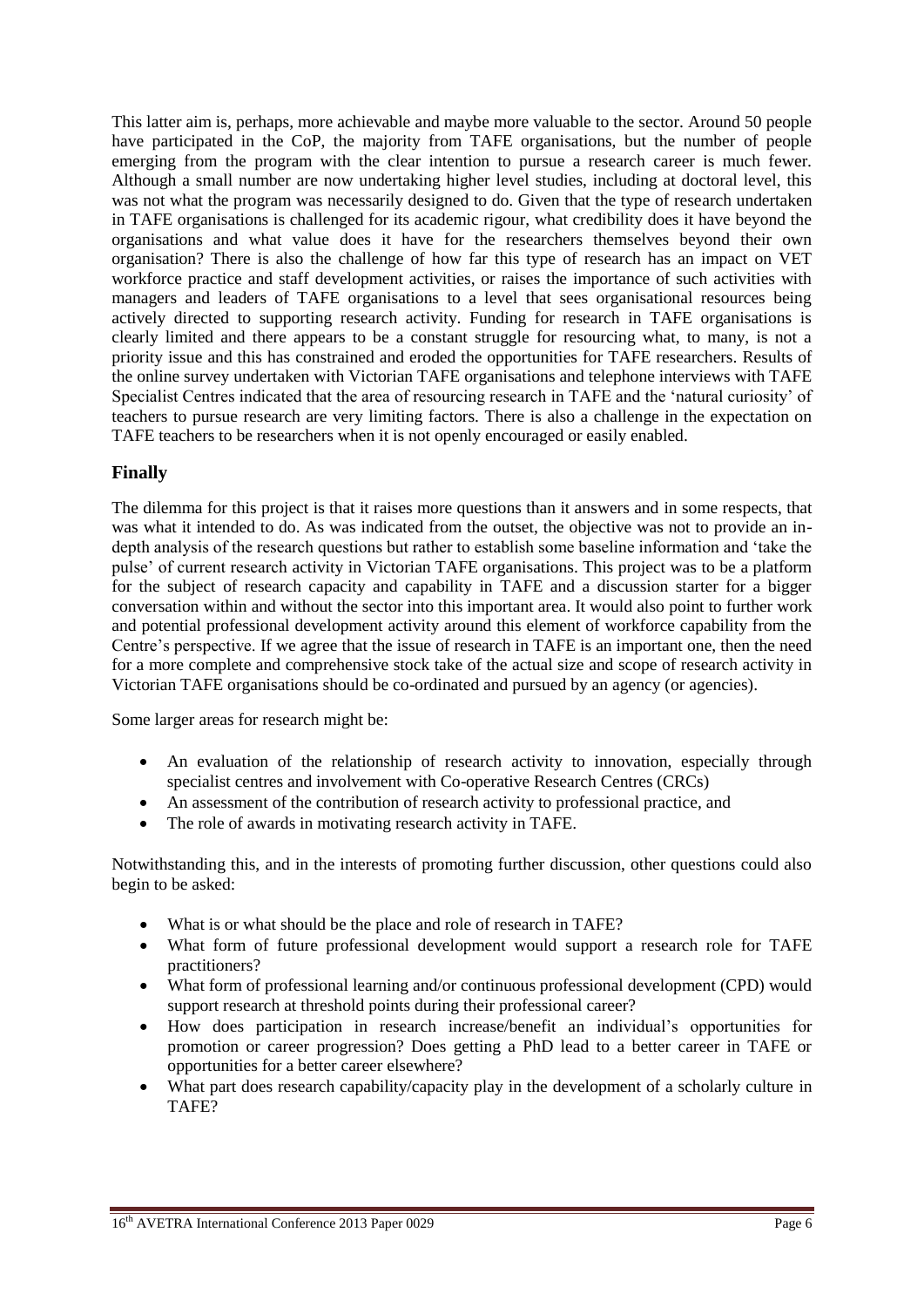This latter aim is, perhaps, more achievable and maybe more valuable to the sector. Around 50 people have participated in the CoP, the majority from TAFE organisations, but the number of people emerging from the program with the clear intention to pursue a research career is much fewer. Although a small number are now undertaking higher level studies, including at doctoral level, this was not what the program was necessarily designed to do. Given that the type of research undertaken in TAFE organisations is challenged for its academic rigour, what credibility does it have beyond the organisations and what value does it have for the researchers themselves beyond their own organisation? There is also the challenge of how far this type of research has an impact on VET workforce practice and staff development activities, or raises the importance of such activities with managers and leaders of TAFE organisations to a level that sees organisational resources being actively directed to supporting research activity. Funding for research in TAFE organisations is clearly limited and there appears to be a constant struggle for resourcing what, to many, is not a priority issue and this has constrained and eroded the opportunities for TAFE researchers. Results of the online survey undertaken with Victorian TAFE organisations and telephone interviews with TAFE Specialist Centres indicated that the area of resourcing research in TAFE and the 'natural curiosity' of teachers to pursue research are very limiting factors. There is also a challenge in the expectation on TAFE teachers to be researchers when it is not openly encouraged or easily enabled.

## Finally

The dilemma for this project is that it raises more questions than it answers and in some respects, that was what it intended to do. As was indicated from the outset, the objective was not to provide an in-depth analysis of the research questions but rather to establish some baseline information and 'take the pulse' of current research activity in Victorian TAFE organisations. This project was to be a platform for the subject of research capacity and capability in TAFE and a discussion starter for a bigger conversation within and without the sector into this important area. It would also point to further work and potential professional development activity around this element of workforce capability from the Centre's perspective. If we agree that the issue of research in TAFE is an important one, then the need for a more complete and comprehensive stock take of the actual size and scope of research activity in Victorian TAFE organisations should be co-ordinated and pursued by an agency (or agencies).

Some larger areas for research might be:

- An evaluation of the relationship of research activity to innovation, especially through specialist centres and involvement with Co-operative Research Centres (CRCs)
- An assessment of the contribution of research activity to professional practice, and
- The role of awards in motivating research activity in TAFE.

Notwithstanding this, and in the interests of promoting further discussion, other questions could also begin to be asked:

- What is or what should be the place and role of research in TAFE?
- What form of future professional development would support a research role for TAFE practitioners?
- What form of professional learning and/or continuous professional development (CPD) would support research at threshold points during their professional career?
- How does participation in research increase/benefit an individual's opportunities for promotion or career progression? Does getting a PhD lead to a better career in TAFE or opportunities for a better career elsewhere?
- What part does research capability/capacity play in the development of a scholarly culture in TAFE?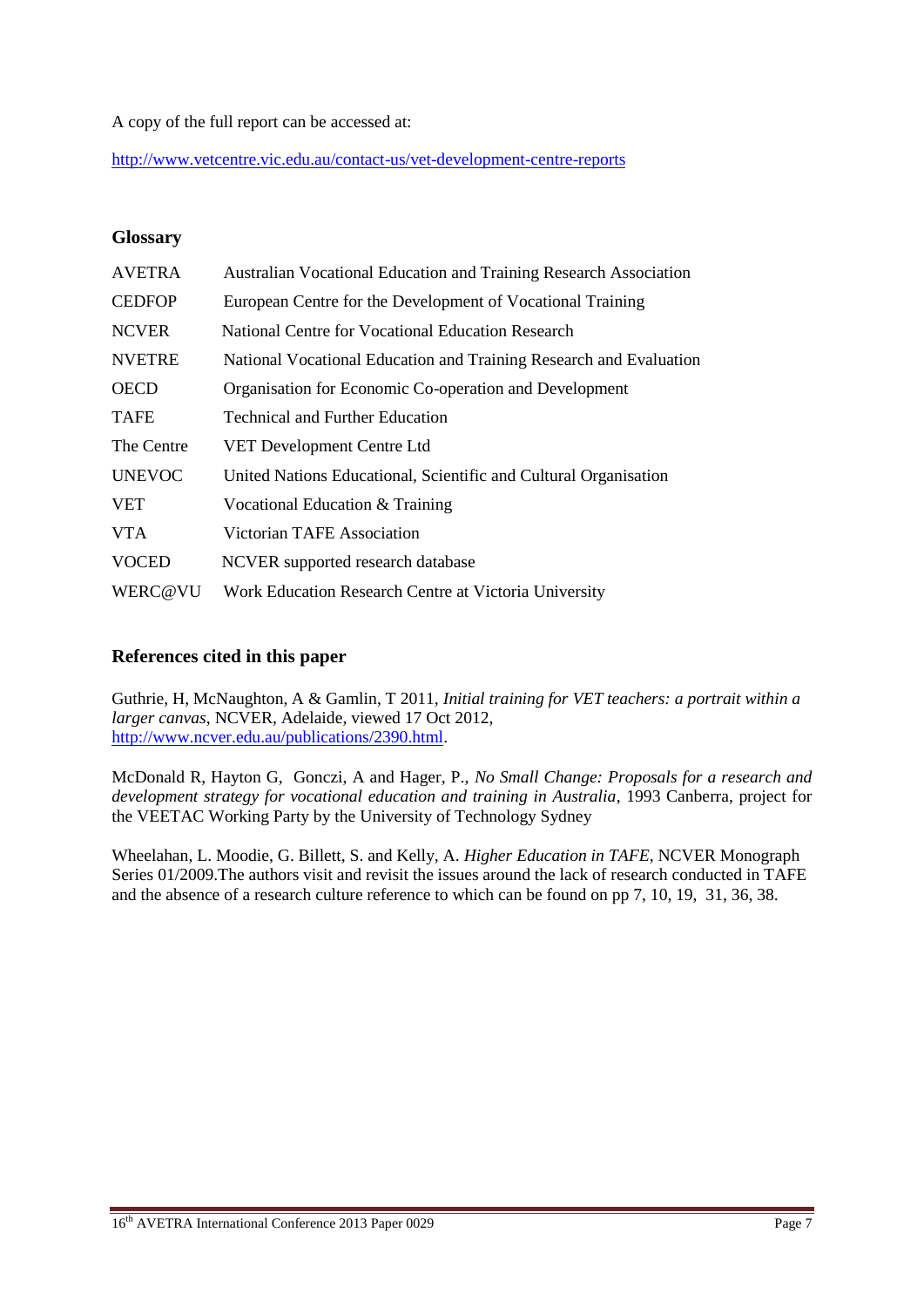A copy of the full report can be accessed at:

http://www.vetcentre.vic.edu.au/contact-us/vet-development-centre-reports

### Glossary

| | |
|---|---|
| AVETRA | Australian Vocational Education and Training Research Association |
| CEDFOP | European Centre for the Development of Vocational Training |
| NCVER | National Centre for Vocational Education Research |
| NVETRE | National Vocational Education and Training Research and Evaluation |
| OECD | Organisation for Economic Co-operation and Development |
| TAFE | Technical and Further Education |
| The Centre | VET Development Centre Ltd |
| UNEVOC | United Nations Educational, Scientific and Cultural Organisation |
| VET | Vocational Education & Training |
| VTA | Victorian TAFE Association |
| VOCED | NCVER supported research database |
| WERC@VU | Work Education Research Centre at Victoria University |

## References cited in this paper

Guthrie, H, McNaughton, A & Gamlin, T 2011, *Initial training for VET teachers: a portrait within a larger canvas*, NCVER, Adelaide, viewed 17 Oct 2012, http://www.ncver.edu.au/publications/2390.html.

McDonald R, Hayton G, Gonczi, A and Hager, P., *No Small Change: Proposals for a research and development strategy for vocational education and training in Australia*, 1993 Canberra, project for the VEETAC Working Party by the University of Technology Sydney

Wheelahan, L. Moodie, G. Billett, S. and Kelly, A. *Higher Education in TAFE*, NCVER Monograph Series 01/2009.The authors visit and revisit the issues around the lack of research conducted in TAFE and the absence of a research culture reference to which can be found on pp 7, 10, 19, 31, 36, 38.